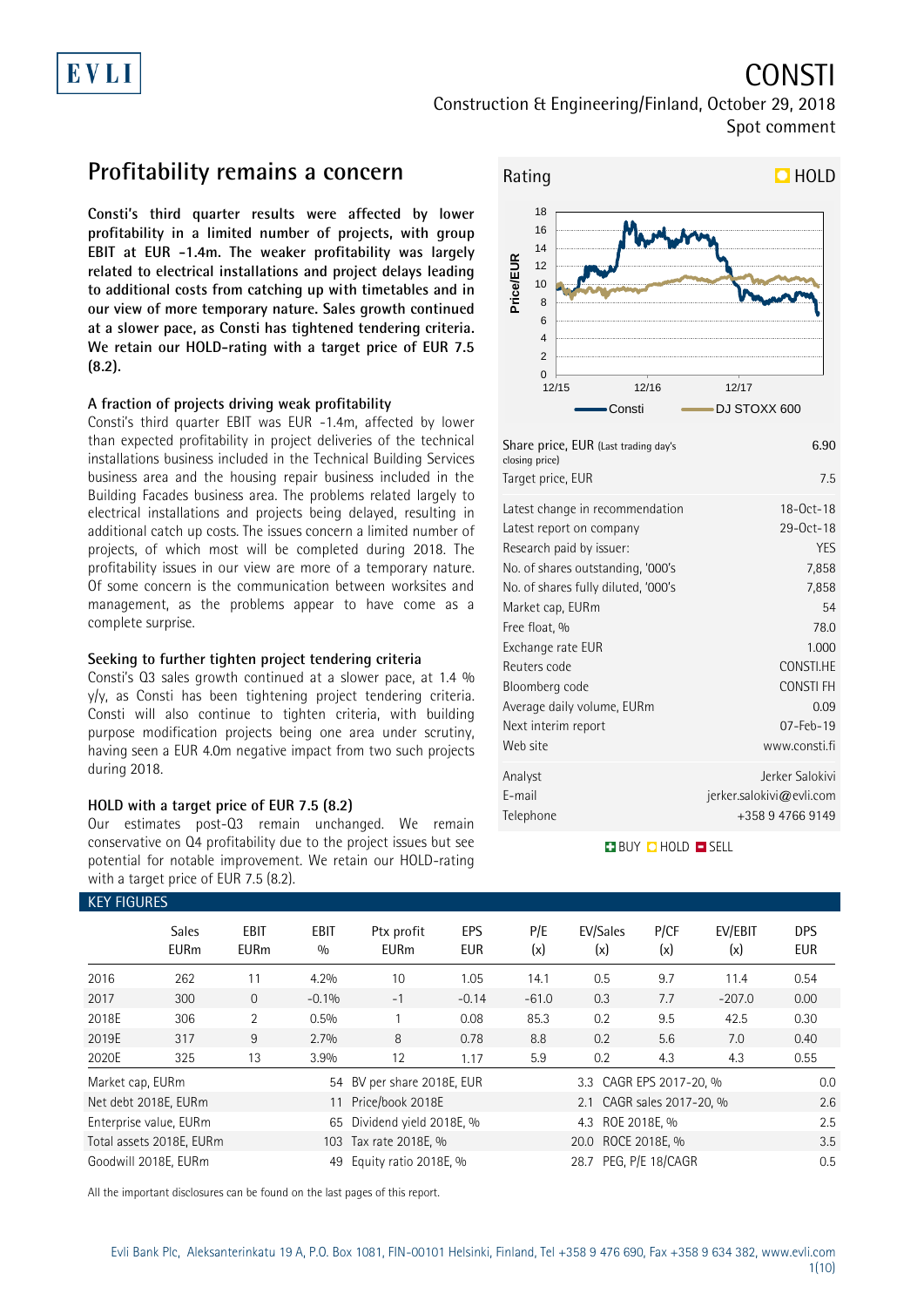# CONSTI

Construction & Engineering/Finland, October 29, 2018

Spot comment

## Profitability remains a concern

**Consti's third quarter results were affected by lower profitability in a limited number of projects, with group EBIT at EUR -1.4m. The weaker profitability was largely related to electrical installations and project delays leading to additional costs from catching up with timetables and in our view of more temporary nature. Sales growth continued at a slower pace, as Consti has tightened tendering criteria. We retain our HOLD-rating with a target price of EUR 7.5 (8.2).**

### A fraction of projects driving weak profitability

Consti's third quarter EBIT was EUR -1.4m, affected by lower than expected profitability in project deliveries of the technical installations business included in the Technical Building Services business area and the housing repair business included in the Building Facades business area. The problems related largely to electrical installations and projects being delayed, resulting in additional catch up costs. The issues concern a limited number of projects, of which most will be completed during 2018. The profitability issues in our view are more of a temporary nature. Of some concern is the communication between worksites and management, as the problems appear to have come as a complete surprise.

### Seeking to further tighten project tendering criteria

Consti's Q3 sales growth continued at a slower pace, at 1.4 % y/y, as Consti has been tightening project tendering criteria. Consti will also continue to tighten criteria, with building purpose modification projects being one area under scrutiny, having seen a EUR 4.0m negative impact from two such projects during 2018.

### HOLD with a target price of EUR 7.5 (8.2)

Our estimates post-Q3 remain unchanged. We remain conservative on Q4 profitability due to the project issues but see potential for notable improvement. We retain our HOLD-rating with a target price of EUR 7.5 (8.2).

**Rating: HOLD**

| | |
|---|---|
| Share price, EUR (Last trading day's closing price) | 6.90 |
| Target price, EUR | 7.5 |
| Latest change in recommendation | 18-Oct-18 |
| Latest report on company | 29-Oct-18 |
| Research paid by issuer: | YES |
| No. of shares outstanding, '000's | 7,858 |
| No. of shares fully diluted, '000's | 7,858 |
| Market cap, EURm | 54 |
| Free float, % | 78.0 |
| Exchange rate EUR | 1.000 |
| Reuters code | CONSTI.HE |
| Bloomberg code | CONSTI FH |
| Average daily volume, EURm | 0.09 |
| Next interim report | 07-Feb-19 |
| Web site | www.consti.fi |
| Analyst | Jerker Salokivi |
| E-mail | jerker.salokivi@evli.com |
| Telephone | +358 9 4766 9149 |

BUY HOLD SELL

### KEY FIGURES

| | Sales EURm | EBIT EURm | EBIT % | Ptx profit EURm | EPS EUR | P/E (x) | EV/Sales (x) | P/CF (x) | EV/EBIT (x) | DPS EUR |
|---|---|---|---|---|---|---|---|---|---|---|
| 2016 | 262 | 11 | 4.2% | 10 | 1.05 | 14.1 | 0.5 | 9.7 | 11.4 | 0.54 |
| 2017 | 300 | 0 | -0.1% | -1 | -0.14 | -61.0 | 0.3 | 7.7 | -207.0 | 0.00 |
| 2018E | 306 | 2 | 0.5% | 1 | 0.08 | 85.3 | 0.2 | 9.5 | 42.5 | 0.30 |
| 2019E | 317 | 9 | 2.7% | 8 | 0.78 | 8.8 | 0.2 | 5.6 | 7.0 | 0.40 |
| 2020E | 325 | 13 | 3.9% | 12 | 1.17 | 5.9 | 0.2 | 4.3 | 4.3 | 0.55 |

| | | | | | |
|---|---|---|---|---|---|
| Market cap, EURm | 54 | BV per share 2018E, EUR | 3.3 | CAGR EPS 2017-20, % | 0.0 |
| Net debt 2018E, EURm | 11 | Price/book 2018E | 2.1 | CAGR sales 2017-20, % | 2.6 |
| Enterprise value, EURm | 65 | Dividend yield 2018E, % | 4.3 | ROE 2018E, % | 2.5 |
| Total assets 2018E, EURm | 103 | Tax rate 2018E, % | 20.0 | ROCE 2018E, % | 3.5 |
| Goodwill 2018E, EURm | 49 | Equity ratio 2018E, % | 28.7 | PEG, P/E 18/CAGR | 0.5 |

All the important disclosures can be found on the last pages of this report.

Evli Bank Plc, Aleksanterinkatu 19 A, P.O. Box 1081, FIN-00101 Helsinki, Finland, Tel +358 9 476 690, Fax +358 9 634 382, www.evli.com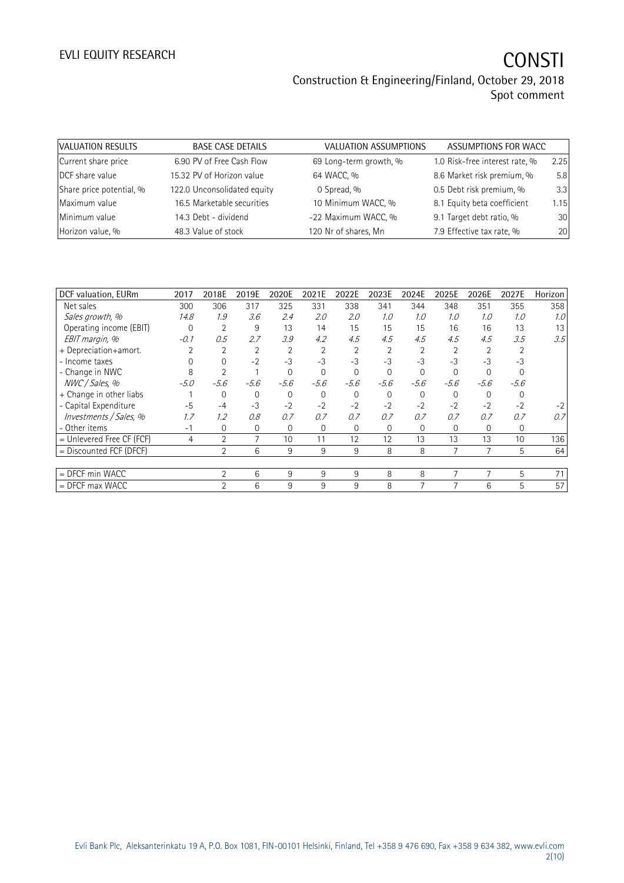| VALUATION RESULTS | BASE CASE DETAILS | VALUATION ASSUMPTIONS | ASSUMPTIONS FOR WACC |
|---|---|---|---|
| Current share price | 6.90 PV of Free Cash Flow | 69 Long-term growth, % | 1.0 Risk-free interest rate, % 2.25 |
| DCF share value | 15.32 PV of Horizon value | 64 WACC, % | 8.6 Market risk premium, % 5.8 |
| Share price potential, % | 122.0 Unconsolidated equity | 0 Spread, % | 0.5 Debt risk premium, % 3.3 |
| Maximum value | 16.5 Marketable securities | 10 Minimum WACC, % | 8.1 Equity beta coefficient 1.15 |
| Minimum value | 14.3 Debt - dividend | -22 Maximum WACC, % | 9.1 Target debt ratio, % 30 |
| Horizon value, % | 48.3 Value of stock | 120 Nr of shares, Mn | 7.9 Effective tax rate, % 20 |

| DCF valuation, EURm | 2017 | 2018E | 2019E | 2020E | 2021E | 2022E | 2023E | 2024E | 2025E | 2026E | 2027E | Horizon |
|---|---|---|---|---|---|---|---|---|---|---|---|---|
| Net sales | 300 | 306 | 317 | 325 | 331 | 338 | 341 | 344 | 348 | 351 | 355 | 358 |
| *Sales growth, %* | *14.8* | *1.9* | *3.6* | *2.4* | *2.0* | *2.0* | *1.0* | *1.0* | *1.0* | *1.0* | *1.0* | *1.0* |
| Operating income (EBIT) | 0 | 2 | 9 | 13 | 14 | 15 | 15 | 15 | 16 | 16 | 13 | 13 |
| *EBIT margin, %* | *-0.1* | *0.5* | *2.7* | *3.9* | *4.2* | *4.5* | *4.5* | *4.5* | *4.5* | *4.5* | *3.5* | *3.5* |
| + Depreciation+amort. | 2 | 2 | 2 | 2 | 2 | 2 | 2 | 2 | 2 | 2 | 2 | |
| - Income taxes | 0 | 0 | -2 | -3 | -3 | -3 | -3 | -3 | -3 | -3 | -3 | |
| - Change in NWC | 8 | 2 | 1 | 0 | 0 | 0 | 0 | 0 | 0 | 0 | 0 | |
| *NWC / Sales, %* | *-5.0* | *-5.6* | *-5.6* | *-5.6* | *-5.6* | *-5.6* | *-5.6* | *-5.6* | *-5.6* | *-5.6* | *-5.6* | |
| + Change in other liabs | 1 | 0 | 0 | 0 | 0 | 0 | 0 | 0 | 0 | 0 | 0 | |
| - Capital Expenditure | -5 | -4 | -3 | -2 | -2 | -2 | -2 | -2 | -2 | -2 | -2 | -2 |
| *Investments / Sales, %* | *1.7* | *1.2* | *0.8* | *0.7* | *0.7* | *0.7* | *0.7* | *0.7* | *0.7* | *0.7* | *0.7* | *0.7* |
| - Other items | -1 | 0 | 0 | 0 | 0 | 0 | 0 | 0 | 0 | 0 | 0 | |
| = Unlevered Free CF (FCF) | 4 | 2 | 7 | 10 | 11 | 12 | 12 | 13 | 13 | 13 | 10 | 136 |
| = Discounted FCF (DFCF) | | 2 | 6 | 9 | 9 | 9 | 8 | 8 | 7 | 7 | 5 | 64 |
| | | | | | | | | | | | | |
| = DFCF min WACC | | 2 | 6 | 9 | 9 | 9 | 8 | 8 | 7 | 7 | 5 | 71 |
| = DFCF max WACC | | 2 | 6 | 9 | 9 | 9 | 8 | 7 | 7 | 6 | 5 | 57 |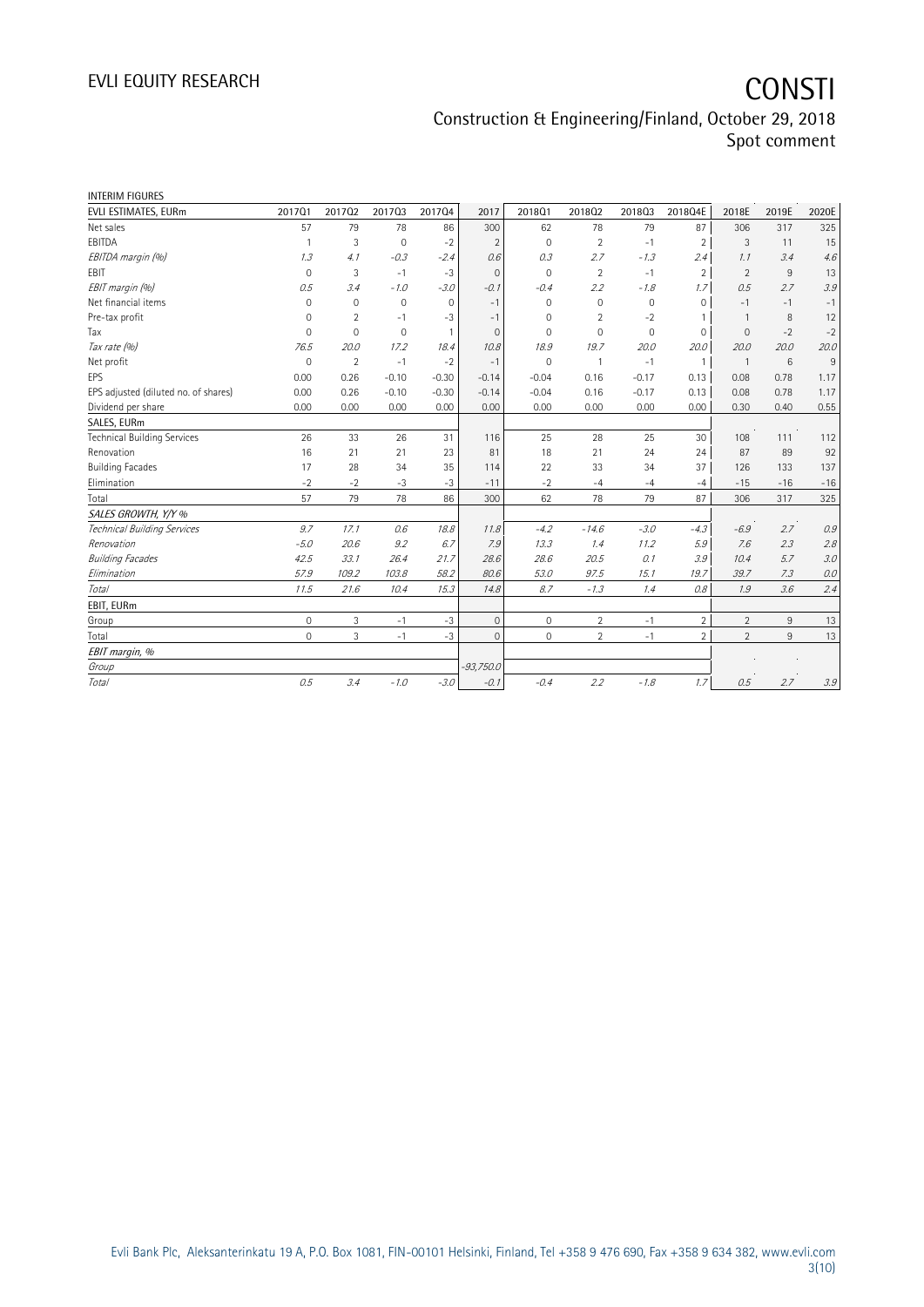INTERIM FIGURES

| EVLI ESTIMATES, EURm | 2017Q1 | 2017Q2 | 2017Q3 | 2017Q4 | 2017 | 2018Q1 | 2018Q2 | 2018Q3 | 2018Q4E | 2018E | 2019E | 2020E |
|---|---|---|---|---|---|---|---|---|---|---|---|---|
| Net sales | 57 | 79 | 78 | 86 | 300 | 62 | 78 | 79 | 87 | 306 | 317 | 325 |
| EBITDA | 1 | 3 | 0 | -2 | 2 | 0 | 2 | -1 | 2 | 3 | 11 | 15 |
| *EBITDA margin (%)* | *1.3* | *4.1* | *-0.3* | *-2.4* | *0.6* | *0.3* | *2.7* | *-1.3* | *2.4* | *1.1* | *3.4* | *4.6* |
| EBIT | 0 | 3 | -1 | -3 | 0 | 0 | 2 | -1 | 2 | 2 | 9 | 13 |
| *EBIT margin (%)* | *0.5* | *3.4* | *-1.0* | *-3.0* | *-0.1* | *-0.4* | *2.2* | *-1.8* | *1.7* | *0.5* | *2.7* | *3.9* |
| Net financial items | 0 | 0 | 0 | 0 | -1 | 0 | 0 | 0 | 0 | -1 | -1 | -1 |
| Pre-tax profit | 0 | 2 | -1 | -3 | -1 | 0 | 2 | -2 | 1 | 1 | 8 | 12 |
| Tax | 0 | 0 | 0 | 1 | 0 | 0 | 0 | 0 | 0 | 0 | -2 | -2 |
| *Tax rate (%)* | *76.5* | *20.0* | *17.2* | *18.4* | *10.8* | *18.9* | *19.7* | *20.0* | *20.0* | *20.0* | *20.0* | *20.0* |
| Net profit | 0 | 2 | -1 | -2 | -1 | 0 | 1 | -1 | 1 | 1 | 6 | 9 |
| EPS | 0.00 | 0.26 | -0.10 | -0.30 | -0.14 | -0.04 | 0.16 | -0.17 | 0.13 | 0.08 | 0.78 | 1.17 |
| EPS adjusted (diluted no. of shares) | 0.00 | 0.26 | -0.10 | -0.30 | -0.14 | -0.04 | 0.16 | -0.17 | 0.13 | 0.08 | 0.78 | 1.17 |
| Dividend per share | 0.00 | 0.00 | 0.00 | 0.00 | 0.00 | 0.00 | 0.00 | 0.00 | 0.00 | 0.30 | 0.40 | 0.55 |
| SALES, EURm | | | | | | | | | | | | |
| Technical Building Services | 26 | 33 | 26 | 31 | 116 | 25 | 28 | 25 | 30 | 108 | 111 | 112 |
| Renovation | 16 | 21 | 21 | 23 | 81 | 18 | 21 | 24 | 24 | 87 | 89 | 92 |
| Building Facades | 17 | 28 | 34 | 35 | 114 | 22 | 33 | 34 | 37 | 126 | 133 | 137 |
| Elimination | -2 | -2 | -3 | -3 | -11 | -2 | -4 | -4 | -4 | -15 | -16 | -16 |
| Total | 57 | 79 | 78 | 86 | 300 | 62 | 78 | 79 | 87 | 306 | 317 | 325 |
| *SALES GROWTH, Y/Y %* | | | | | | | | | | | | |
| *Technical Building Services* | *9.7* | *17.1* | *0.6* | *18.8* | *11.8* | *-4.2* | *-14.6* | *-3.0* | *-4.3* | *-6.9* | *2.7* | *0.9* |
| *Renovation* | *-5.0* | *20.6* | *9.2* | *6.7* | *7.9* | *13.3* | *1.4* | *11.2* | *5.9* | *7.6* | *2.3* | *2.8* |
| *Building Facades* | *42.5* | *33.1* | *26.4* | *21.7* | *28.6* | *28.6* | *20.5* | *0.1* | *3.9* | *10.4* | *5.7* | *3.0* |
| *Elimination* | *57.9* | *109.2* | *103.8* | *58.2* | *80.6* | *53.0* | *97.5* | *15.1* | *19.7* | *39.7* | *7.3* | *0.0* |
| *Total* | *11.5* | *21.6* | *10.4* | *15.3* | *14.8* | *8.7* | *-1.3* | *1.4* | *0.8* | *1.9* | *3.6* | *2.4* |
| EBIT, EURm | | | | | | | | | | | | |
| Group | 0 | 3 | -1 | -3 | 0 | 0 | 2 | -1 | 2 | 2 | 9 | 13 |
| Total | 0 | 3 | -1 | -3 | 0 | 0 | 2 | -1 | 2 | 2 | 9 | 13 |
| *EBIT margin, %* | | | | | | | | | | | | |
| *Group* | | | | | *-93,750.0* | | | | | | | |
| *Total* | *0.5* | *3.4* | *-1.0* | *-3.0* | *-0.1* | *-0.4* | *2.2* | *-1.8* | *1.7* | *0.5* | *2.7* | *3.9* |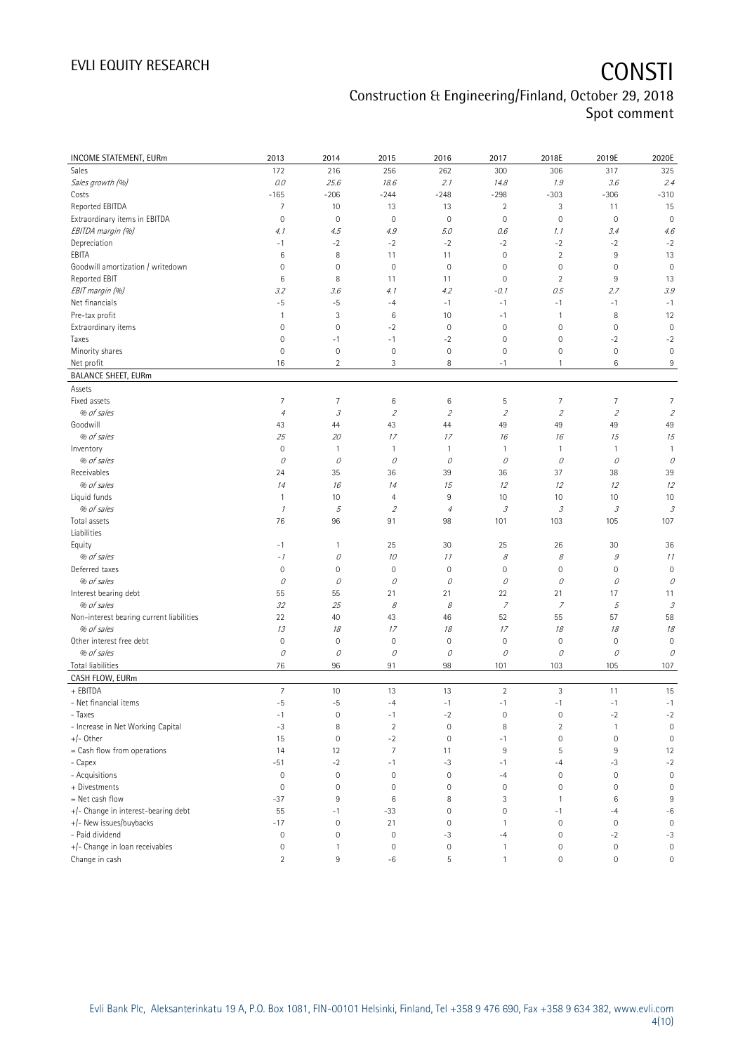| INCOME STATEMENT, EURm | 2013 | 2014 | 2015 | 2016 | 2017 | 2018E | 2019E | 2020E |
|---|---|---|---|---|---|---|---|---|
| Sales | 172 | 216 | 256 | 262 | 300 | 306 | 317 | 325 |
| *Sales growth (%)* | *0.0* | *25.6* | *18.6* | *2.1* | *14.8* | *1.9* | *3.6* | *2.4* |
| Costs | -165 | -206 | -244 | -248 | -298 | -303 | -306 | -310 |
| Reported EBITDA | 7 | 10 | 13 | 13 | 2 | 3 | 11 | 15 |
| Extraordinary items in EBITDA | 0 | 0 | 0 | 0 | 0 | 0 | 0 | 0 |
| *EBITDA margin (%)* | *4.1* | *4.5* | *4.9* | *5.0* | *0.6* | *1.1* | *3.4* | *4.6* |
| Depreciation | -1 | -2 | -2 | -2 | -2 | -2 | -2 | -2 |
| EBITA | 6 | 8 | 11 | 11 | 0 | 2 | 9 | 13 |
| Goodwill amortization / writedown | 0 | 0 | 0 | 0 | 0 | 0 | 0 | 0 |
| Reported EBIT | 6 | 8 | 11 | 11 | 0 | 2 | 9 | 13 |
| *EBIT margin (%)* | *3.2* | *3.6* | *4.1* | *4.2* | *-0.1* | *0.5* | *2.7* | *3.9* |
| Net financials | -5 | -5 | -4 | -1 | -1 | -1 | -1 | -1 |
| Pre-tax profit | 1 | 3 | 6 | 10 | -1 | 1 | 8 | 12 |
| Extraordinary items | 0 | 0 | -2 | 0 | 0 | 0 | 0 | 0 |
| Taxes | 0 | -1 | -1 | -2 | 0 | 0 | -2 | -2 |
| Minority shares | 0 | 0 | 0 | 0 | 0 | 0 | 0 | 0 |
| Net profit | 16 | 2 | 3 | 8 | -1 | 1 | 6 | 9 |
| **BALANCE SHEET, EURm** | | | | | | | | |
| Assets | | | | | | | | |
| Fixed assets | 7 | 7 | 6 | 6 | 5 | 7 | 7 | 7 |
| *% of sales* | *4* | *3* | *2* | *2* | *2* | *2* | *2* | *2* |
| Goodwill | 43 | 44 | 43 | 44 | 49 | 49 | 49 | 49 |
| *% of sales* | *25* | *20* | *17* | *17* | *16* | *16* | *15* | *15* |
| Inventory | 0 | 1 | 1 | 1 | 1 | 1 | 1 | 1 |
| *% of sales* | *0* | *0* | *0* | *0* | *0* | *0* | *0* | *0* |
| Receivables | 24 | 35 | 36 | 39 | 36 | 37 | 38 | 39 |
| *% of sales* | *14* | *16* | *14* | *15* | *12* | *12* | *12* | *12* |
| Liquid funds | 1 | 10 | 4 | 9 | 10 | 10 | 10 | 10 |
| *% of sales* | *1* | *5* | *2* | *4* | *3* | *3* | *3* | *3* |
| Total assets | 76 | 96 | 91 | 98 | 101 | 103 | 105 | 107 |
| Liabilities | | | | | | | | |
| Equity | -1 | 1 | 25 | 30 | 25 | 26 | 30 | 36 |
| *% of sales* | *-1* | *0* | *10* | *11* | *8* | *8* | *9* | *11* |
| Deferred taxes | 0 | 0 | 0 | 0 | 0 | 0 | 0 | 0 |
| *% of sales* | *0* | *0* | *0* | *0* | *0* | *0* | *0* | *0* |
| Interest bearing debt | 55 | 55 | 21 | 21 | 22 | 21 | 17 | 11 |
| *% of sales* | *32* | *25* | *8* | *8* | *7* | *7* | *5* | *3* |
| Non-interest bearing current liabilities | 22 | 40 | 43 | 46 | 52 | 55 | 57 | 58 |
| *% of sales* | *13* | *18* | *17* | *18* | *17* | *18* | *18* | *18* |
| Other interest free debt | 0 | 0 | 0 | 0 | 0 | 0 | 0 | 0 |
| *% of sales* | *0* | *0* | *0* | *0* | *0* | *0* | *0* | *0* |
| Total liabilities | 76 | 96 | 91 | 98 | 101 | 103 | 105 | 107 |
| **CASH FLOW, EURm** | | | | | | | | |
| + EBITDA | 7 | 10 | 13 | 13 | 2 | 3 | 11 | 15 |
| - Net financial items | -5 | -5 | -4 | -1 | -1 | -1 | -1 | -1 |
| - Taxes | -1 | 0 | -1 | -2 | 0 | 0 | -2 | -2 |
| - Increase in Net Working Capital | -3 | 8 | 2 | 0 | 8 | 2 | 1 | 0 |
| +/- Other | 15 | 0 | -2 | 0 | -1 | 0 | 0 | 0 |
| = Cash flow from operations | 14 | 12 | 7 | 11 | 9 | 5 | 9 | 12 |
| - Capex | -51 | -2 | -1 | -3 | -1 | -4 | -3 | -2 |
| - Acquisitions | 0 | 0 | 0 | 0 | -4 | 0 | 0 | 0 |
| + Divestments | 0 | 0 | 0 | 0 | 0 | 0 | 0 | 0 |
| = Net cash flow | -37 | 9 | 6 | 8 | 3 | 1 | 6 | 9 |
| +/- Change in interest-bearing debt | 55 | -1 | -33 | 0 | 0 | -1 | -4 | -6 |
| +/- New issues/buybacks | -17 | 0 | 21 | 0 | 1 | 0 | 0 | 0 |
| - Paid dividend | 0 | 0 | 0 | -3 | -4 | 0 | -2 | -3 |
| +/- Change in loan receivables | 0 | 1 | 0 | 0 | 1 | 0 | 0 | 0 |
| Change in cash | 2 | 9 | -6 | 5 | 1 | 0 | 0 | 0 |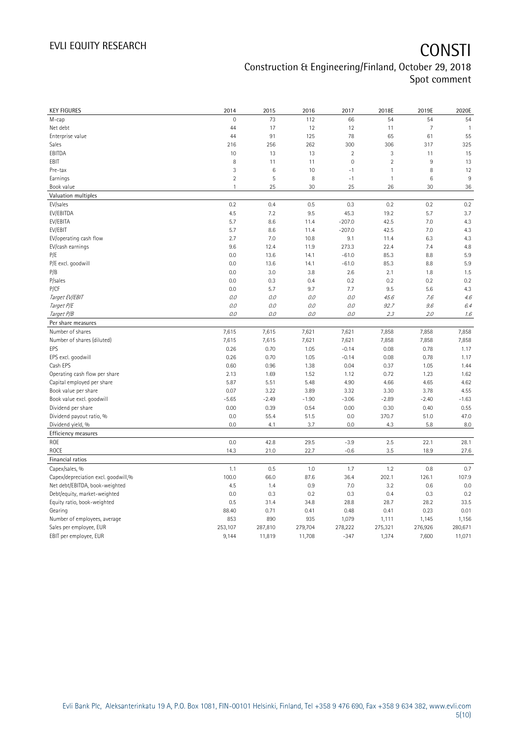# CONSTI

## Construction & Engineering/Finland, October 29, 2018
Spot comment

| KEY FIGURES | 2014 | 2015 | 2016 | 2017 | 2018E | 2019E | 2020E |
|---|---|---|---|---|---|---|---|
| M-cap | 0 | 73 | 112 | 66 | 54 | 54 | 54 |
| Net debt | 44 | 17 | 12 | 12 | 11 | 7 | 1 |
| Enterprise value | 44 | 91 | 125 | 78 | 65 | 61 | 55 |
| Sales | 216 | 256 | 262 | 300 | 306 | 317 | 325 |
| EBITDA | 10 | 13 | 13 | 2 | 3 | 11 | 15 |
| EBIT | 8 | 11 | 11 | 0 | 2 | 9 | 13 |
| Pre-tax | 3 | 6 | 10 | -1 | 1 | 8 | 12 |
| Earnings | 2 | 5 | 8 | -1 | 1 | 6 | 9 |
| Book value | 1 | 25 | 30 | 25 | 26 | 30 | 36 |
| **Valuation multiples** | | | | | | | |
| EV/sales | 0.2 | 0.4 | 0.5 | 0.3 | 0.2 | 0.2 | 0.2 |
| EV/EBITDA | 4.5 | 7.2 | 9.5 | 45.3 | 19.2 | 5.7 | 3.7 |
| EV/EBITA | 5.7 | 8.6 | 11.4 | -207.0 | 42.5 | 7.0 | 4.3 |
| EV/EBIT | 5.7 | 8.6 | 11.4 | -207.0 | 42.5 | 7.0 | 4.3 |
| EV/operating cash flow | 2.7 | 7.0 | 10.8 | 9.1 | 11.4 | 6.3 | 4.3 |
| EV/cash earnings | 9.6 | 12.4 | 11.9 | 273.3 | 22.4 | 7.4 | 4.8 |
| P/E | 0.0 | 13.6 | 14.1 | -61.0 | 85.3 | 8.8 | 5.9 |
| P/E excl. goodwill | 0.0 | 13.6 | 14.1 | -61.0 | 85.3 | 8.8 | 5.9 |
| P/B | 0.0 | 3.0 | 3.8 | 2.6 | 2.1 | 1.8 | 1.5 |
| P/sales | 0.0 | 0.3 | 0.4 | 0.2 | 0.2 | 0.2 | 0.2 |
| P/CF | 0.0 | 5.7 | 9.7 | 7.7 | 9.5 | 5.6 | 4.3 |
| *Target EV/EBIT* | *0.0* | *0.0* | *0.0* | *0.0* | *45.6* | *7.6* | *4.6* |
| *Target P/E* | *0.0* | *0.0* | *0.0* | *0.0* | *92.7* | *9.6* | *6.4* |
| *Target P/B* | *0.0* | *0.0* | *0.0* | *0.0* | *2.3* | *2.0* | *1.6* |
| **Per share measures** | | | | | | | |
| Number of shares | 7,615 | 7,615 | 7,621 | 7,621 | 7,858 | 7,858 | 7,858 |
| Number of shares (diluted) | 7,615 | 7,615 | 7,621 | 7,621 | 7,858 | 7,858 | 7,858 |
| EPS | 0.26 | 0.70 | 1.05 | -0.14 | 0.08 | 0.78 | 1.17 |
| EPS excl. goodwill | 0.26 | 0.70 | 1.05 | -0.14 | 0.08 | 0.78 | 1.17 |
| Cash EPS | 0.60 | 0.96 | 1.38 | 0.04 | 0.37 | 1.05 | 1.44 |
| Operating cash flow per share | 2.13 | 1.69 | 1.52 | 1.12 | 0.72 | 1.23 | 1.62 |
| Capital employed per share | 5.87 | 5.51 | 5.48 | 4.90 | 4.66 | 4.65 | 4.62 |
| Book value per share | 0.07 | 3.22 | 3.89 | 3.32 | 3.30 | 3.78 | 4.55 |
| Book value excl. goodwill | -5.65 | -2.49 | -1.90 | -3.06 | -2.89 | -2.40 | -1.63 |
| Dividend per share | 0.00 | 0.39 | 0.54 | 0.00 | 0.30 | 0.40 | 0.55 |
| Dividend payout ratio, % | 0.0 | 55.4 | 51.5 | 0.0 | 370.7 | 51.0 | 47.0 |
| Dividend yield, % | 0.0 | 4.1 | 3.7 | 0.0 | 4.3 | 5.8 | 8.0 |
| **Efficiency measures** | | | | | | | |
| ROE | 0.0 | 42.8 | 29.5 | -3.9 | 2.5 | 22.1 | 28.1 |
| ROCE | 14.3 | 21.0 | 22.7 | -0.6 | 3.5 | 18.9 | 27.6 |
| **Financial ratios** | | | | | | | |
| Capex/sales, % | 1.1 | 0.5 | 1.0 | 1.7 | 1.2 | 0.8 | 0.7 |
| Capex/depreciation excl. goodwill,% | 100.0 | 66.0 | 87.6 | 36.4 | 202.1 | 126.1 | 107.9 |
| Net debt/EBITDA, book-weighted | 4.5 | 1.4 | 0.9 | 7.0 | 3.2 | 0.6 | 0.0 |
| Debt/equity, market-weighted | 0.0 | 0.3 | 0.2 | 0.3 | 0.4 | 0.3 | 0.2 |
| Equity ratio, book-weighted | 0.5 | 31.4 | 34.8 | 28.8 | 28.7 | 28.2 | 33.5 |
| Gearing | 88.40 | 0.71 | 0.41 | 0.48 | 0.41 | 0.23 | 0.01 |
| Number of employees, average | 853 | 890 | 935 | 1,079 | 1,111 | 1,145 | 1,156 |
| Sales per employee, EUR | 253,107 | 287,810 | 279,704 | 278,222 | 275,321 | 276,926 | 280,671 |
| EBIT per employee, EUR | 9,144 | 11,819 | 11,708 | -347 | 1,374 | 7,600 | 11,071 |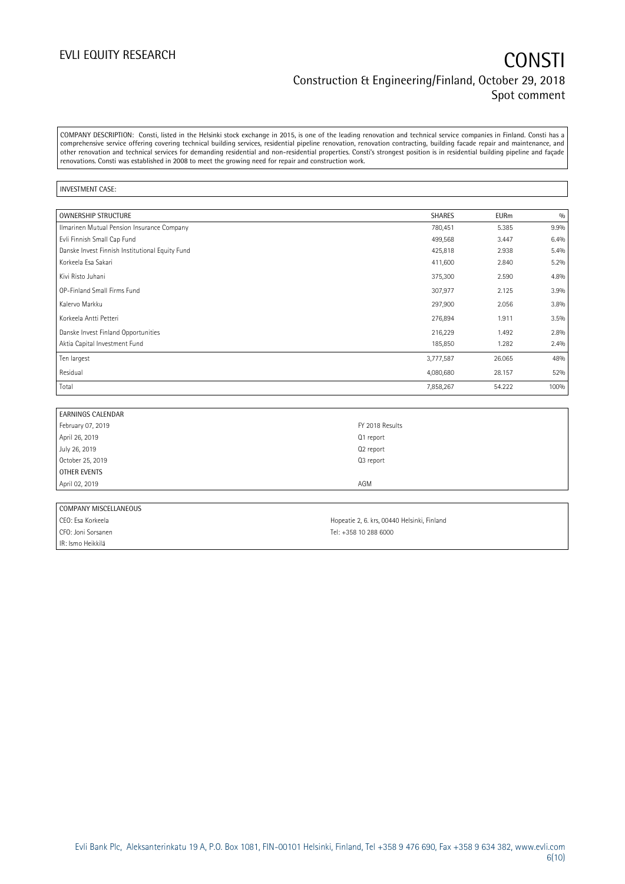COMPANY DESCRIPTION: Consti, listed in the Helsinki stock exchange in 2015, is one of the leading renovation and technical service companies in Finland. Consti has a comprehensive service offering covering technical building services, residential pipeline renovation, renovation contracting, building facade repair and maintenance, and other renovation and technical services for demanding residential and non-residential properties. Consti's strongest position is in residential building pipeline and façade renovations. Consti was established in 2008 to meet the growing need for repair and construction work.

INVESTMENT CASE:

| OWNERSHIP STRUCTURE | SHARES | EURm | % |
|---|---|---|---|
| Ilmarinen Mutual Pension Insurance Company | 780,451 | 5.385 | 9.9% |
| Evli Finnish Small Cap Fund | 499,568 | 3.447 | 6.4% |
| Danske Invest Finnish Institutional Equity Fund | 425,818 | 2.938 | 5.4% |
| Korkeela Esa Sakari | 411,600 | 2.840 | 5.2% |
| Kivi Risto Juhani | 375,300 | 2.590 | 4.8% |
| OP-Finland Small Firms Fund | 307,977 | 2.125 | 3.9% |
| Kalervo Markku | 297,900 | 2.056 | 3.8% |
| Korkeela Antti Petteri | 276,894 | 1.911 | 3.5% |
| Danske Invest Finland Opportunities | 216,229 | 1.492 | 2.8% |
| Aktia Capital Investment Fund | 185,850 | 1.282 | 2.4% |
| Ten largest | 3,777,587 | 26.065 | 48% |
| Residual | 4,080,680 | 28.157 | 52% |
| Total | 7,858,267 | 54.222 | 100% |

| EARNINGS CALENDAR | |
|---|---|
| February 07, 2019 | FY 2018 Results |
| April 26, 2019 | Q1 report |
| July 26, 2019 | Q2 report |
| October 25, 2019 | Q3 report |
| OTHER EVENTS | |
| April 02, 2019 | AGM |

| COMPANY MISCELLANEOUS | |
|---|---|
| CEO: Esa Korkeela | Hopeatie 2, 6. krs, 00440 Helsinki, Finland |
| CFO: Joni Sorsanen | Tel: +358 10 288 6000 |
| IR: Ismo Heikkilä | |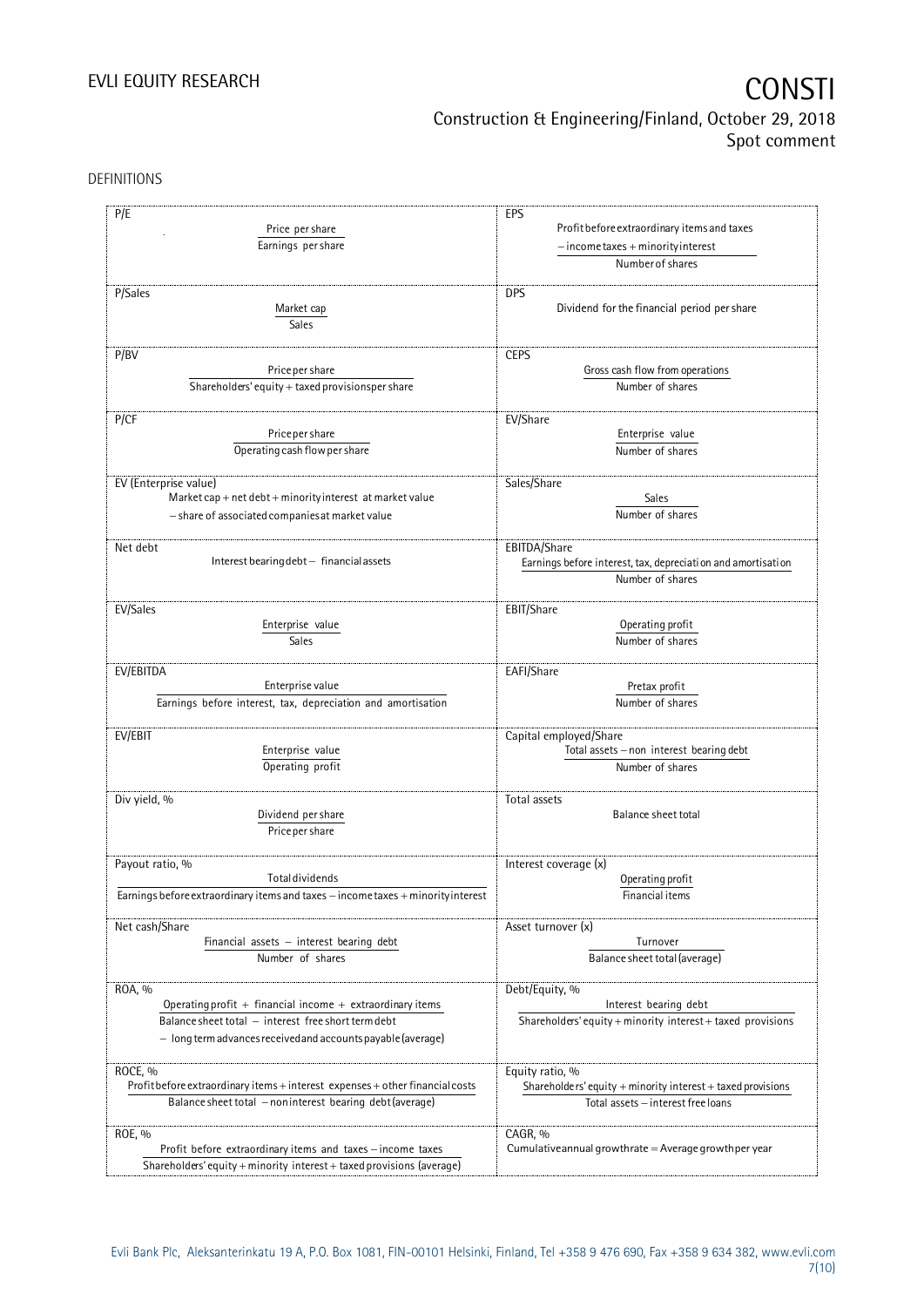DEFINITIONS

| | |
|---|---|
| **P/E** $$\frac{\text{Price per share}}{\text{Earnings per share}}$$ | **EPS** $$\frac{\text{Profit before extraordinary items and taxes} - \text{income taxes} + \text{minority interest}}{\text{Number of shares}}$$ |
| **P/Sales** $$\frac{\text{Market cap}}{\text{Sales}}$$ | **DPS** Dividend for the financial period per share |
| **P/BV** $$\frac{\text{Price per share}}{\text{Shareholders' equity} + \text{taxed provisions per share}}$$ | **CEPS** $$\frac{\text{Gross cash flow from operations}}{\text{Number of shares}}$$ |
| **P/CF** $$\frac{\text{Price per share}}{\text{Operating cash flow per share}}$$ | **EV/Share** $$\frac{\text{Enterprise value}}{\text{Number of shares}}$$ |
| **EV (Enterprise value)** Market cap + net debt + minority interest at market value − share of associated companies at market value | **Sales/Share** $$\frac{\text{Sales}}{\text{Number of shares}}$$ |
| **Net debt** Interest bearing debt − financial assets | **EBITDA/Share** $$\frac{\text{Earnings before interest, tax, depreciation and amortisation}}{\text{Number of shares}}$$ |
| **EV/Sales** $$\frac{\text{Enterprise value}}{\text{Sales}}$$ | **EBIT/Share** $$\frac{\text{Operating profit}}{\text{Number of shares}}$$ |
| **EV/EBITDA** $$\frac{\text{Enterprise value}}{\text{Earnings before interest, tax, depreciation and amortisation}}$$ | **EAFI/Share** $$\frac{\text{Pretax profit}}{\text{Number of shares}}$$ |
| **EV/EBIT** $$\frac{\text{Enterprise value}}{\text{Operating profit}}$$ | **Capital employed/Share** $$\frac{\text{Total assets} - \text{non interest bearing debt}}{\text{Number of shares}}$$ |
| **Div yield, %** $$\frac{\text{Dividend per share}}{\text{Price per share}}$$ | **Total assets** Balance sheet total |
| **Payout ratio, %** $$\frac{\text{Total dividends}}{\text{Earnings before extraordinary items and taxes} - \text{income taxes} + \text{minority interest}}$$ | **Interest coverage (x)** $$\frac{\text{Operating profit}}{\text{Financial items}}$$ |
| **Net cash/Share** $$\frac{\text{Financial assets} - \text{interest bearing debt}}{\text{Number of shares}}$$ | **Asset turnover (x)** $$\frac{\text{Turnover}}{\text{Balance sheet total (average)}}$$ |
| **ROA, %** $$\frac{\text{Operating profit} + \text{financial income} + \text{extraordinary items}}{\text{Balance sheet total} - \text{interest free short term debt} - \text{long term advances received and accounts payable (average)}}$$ | **Debt/Equity, %** $$\frac{\text{Interest bearing debt}}{\text{Shareholders' equity} + \text{minority interest} + \text{taxed provisions}}$$ |
| **ROCE, %** $$\frac{\text{Profit before extraordinary items} + \text{interest expenses} + \text{other financial costs}}{\text{Balance sheet total} - \text{noninterest bearing debt (average)}}$$ | **Equity ratio, %** $$\frac{\text{Shareholders' equity} + \text{minority interest} + \text{taxed provisions}}{\text{Total assets} - \text{interest free loans}}$$ |
| **ROE, %** $$\frac{\text{Profit before extraordinary items and taxes} - \text{income taxes}}{\text{Shareholders' equity} + \text{minority interest} + \text{taxed provisions (average)}}$$ | **CAGR, %** Cumulative annual growth rate = Average growth per year |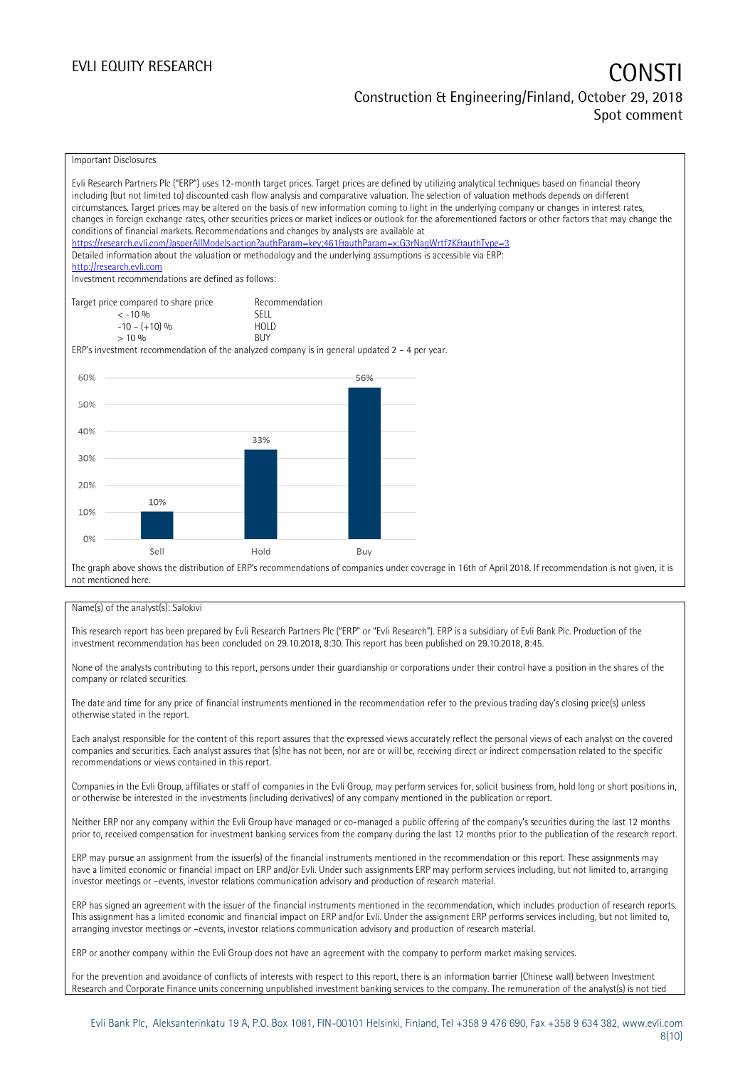## Important Disclosures

Evli Research Partners Plc ("ERP") uses 12-month target prices. Target prices are defined by utilizing analytical techniques based on financial theory including (but not limited to) discounted cash flow analysis and comparative valuation. The selection of valuation methods depends on different circumstances. Target prices may be altered on the basis of new information coming to light in the underlying company or changes in interest rates, changes in foreign exchange rates, other securities prices or market indices or outlook for the aforementioned factors or other factors that may change the conditions of financial markets. Recommendations and changes by analysts are available at https://research.evli.com/JasperAllModels.action?authParam=key;461&authParam=x;G3rNagWrtf7K&authType=3
Detailed information about the valuation or methodology and the underlying assumptions is accessible via ERP: http://research.evli.com
Investment recommendations are defined as follows:

| Target price compared to share price | Recommendation |
|---|---|
| < -10 % | SELL |
| -10 – (+10) % | HOLD |
| > 10 % | BUY |

ERP's investment recommendation of the analyzed company is in general updated 2 – 4 per year.

| | Sell | Hold | Buy |
|---|---|---|---|
| Share | 10% | 33% | 56% |

The graph above shows the distribution of ERP's recommendations of companies under coverage in 16th of April 2018. If recommendation is not given, it is not mentioned here.

Name(s) of the analyst(s): Salokivi

This research report has been prepared by Evli Research Partners Plc ("ERP" or "Evli Research"). ERP is a subsidiary of Evli Bank Plc. Production of the investment recommendation has been concluded on 29.10.2018, 8:30. This report has been published on 29.10.2018, 8:45.

None of the analysts contributing to this report, persons under their guardianship or corporations under their control have a position in the shares of the company or related securities.

The date and time for any price of financial instruments mentioned in the recommendation refer to the previous trading day's closing price(s) unless otherwise stated in the report.

Each analyst responsible for the content of this report assures that the expressed views accurately reflect the personal views of each analyst on the covered companies and securities. Each analyst assures that (s)he has not been, nor are or will be, receiving direct or indirect compensation related to the specific recommendations or views contained in this report.

Companies in the Evli Group, affiliates or staff of companies in the Evli Group, may perform services for, solicit business from, hold long or short positions in, or otherwise be interested in the investments (including derivatives) of any company mentioned in the publication or report.

Neither ERP nor any company within the Evli Group have managed or co-managed a public offering of the company's securities during the last 12 months prior to, received compensation for investment banking services from the company during the last 12 months prior to the publication of the research report.

ERP may pursue an assignment from the issuer(s) of the financial instruments mentioned in the recommendation or this report. These assignments may have a limited economic or financial impact on ERP and/or Evli. Under such assignments ERP may perform services including, but not limited to, arranging investor meetings or –events, investor relations communication advisory and production of research material.

ERP has signed an agreement with the issuer of the financial instruments mentioned in the recommendation, which includes production of research reports. This assignment has a limited economic and financial impact on ERP and/or Evli. Under the assignment ERP performs services including, but not limited to, arranging investor meetings or –events, investor relations communication advisory and production of research material.

ERP or another company within the Evli Group does not have an agreement with the company to perform market making services.

For the prevention and avoidance of conflicts of interests with respect to this report, there is an information barrier (Chinese wall) between Investment Research and Corporate Finance units concerning unpublished investment banking services to the company. The remuneration of the analyst(s) is not tied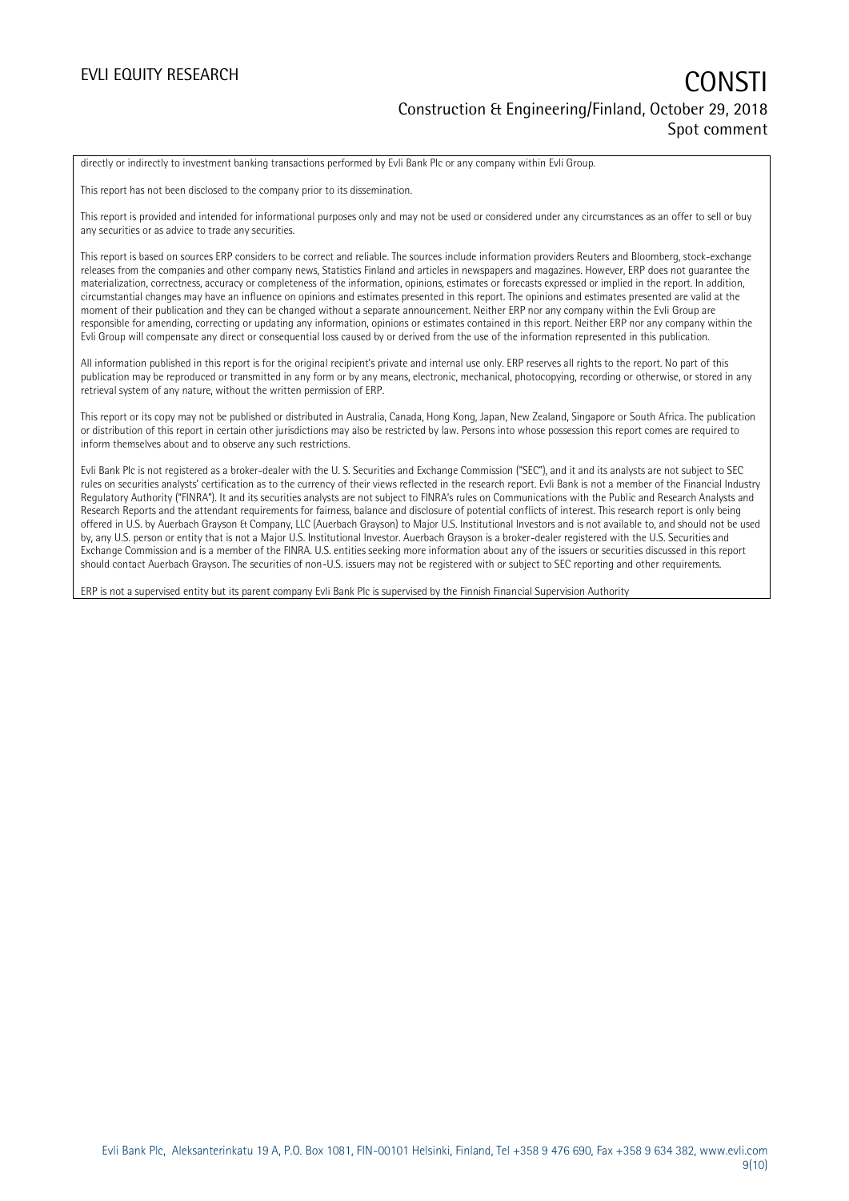directly or indirectly to investment banking transactions performed by Evli Bank Plc or any company within Evli Group.

This report has not been disclosed to the company prior to its dissemination.

This report is provided and intended for informational purposes only and may not be used or considered under any circumstances as an offer to sell or buy any securities or as advice to trade any securities.

This report is based on sources ERP considers to be correct and reliable. The sources include information providers Reuters and Bloomberg, stock-exchange releases from the companies and other company news, Statistics Finland and articles in newspapers and magazines. However, ERP does not guarantee the materialization, correctness, accuracy or completeness of the information, opinions, estimates or forecasts expressed or implied in the report. In addition, circumstantial changes may have an influence on opinions and estimates presented in this report. The opinions and estimates presented are valid at the moment of their publication and they can be changed without a separate announcement. Neither ERP nor any company within the Evli Group are responsible for amending, correcting or updating any information, opinions or estimates contained in this report. Neither ERP nor any company within the Evli Group will compensate any direct or consequential loss caused by or derived from the use of the information represented in this publication.

All information published in this report is for the original recipient's private and internal use only. ERP reserves all rights to the report. No part of this publication may be reproduced or transmitted in any form or by any means, electronic, mechanical, photocopying, recording or otherwise, or stored in any retrieval system of any nature, without the written permission of ERP.

This report or its copy may not be published or distributed in Australia, Canada, Hong Kong, Japan, New Zealand, Singapore or South Africa. The publication or distribution of this report in certain other jurisdictions may also be restricted by law. Persons into whose possession this report comes are required to inform themselves about and to observe any such restrictions.

Evli Bank Plc is not registered as a broker-dealer with the U. S. Securities and Exchange Commission ("SEC"), and it and its analysts are not subject to SEC rules on securities analysts' certification as to the currency of their views reflected in the research report. Evli Bank is not a member of the Financial Industry Regulatory Authority ("FINRA"). It and its securities analysts are not subject to FINRA's rules on Communications with the Public and Research Analysts and Research Reports and the attendant requirements for fairness, balance and disclosure of potential conflicts of interest. This research report is only being offered in U.S. by Auerbach Grayson & Company, LLC (Auerbach Grayson) to Major U.S. Institutional Investors and is not available to, and should not be used by, any U.S. person or entity that is not a Major U.S. Institutional Investor. Auerbach Grayson is a broker-dealer registered with the U.S. Securities and Exchange Commission and is a member of the FINRA. U.S. entities seeking more information about any of the issuers or securities discussed in this report should contact Auerbach Grayson. The securities of non-U.S. issuers may not be registered with or subject to SEC reporting and other requirements.

ERP is not a supervised entity but its parent company Evli Bank Plc is supervised by the Finnish Financial Supervision Authority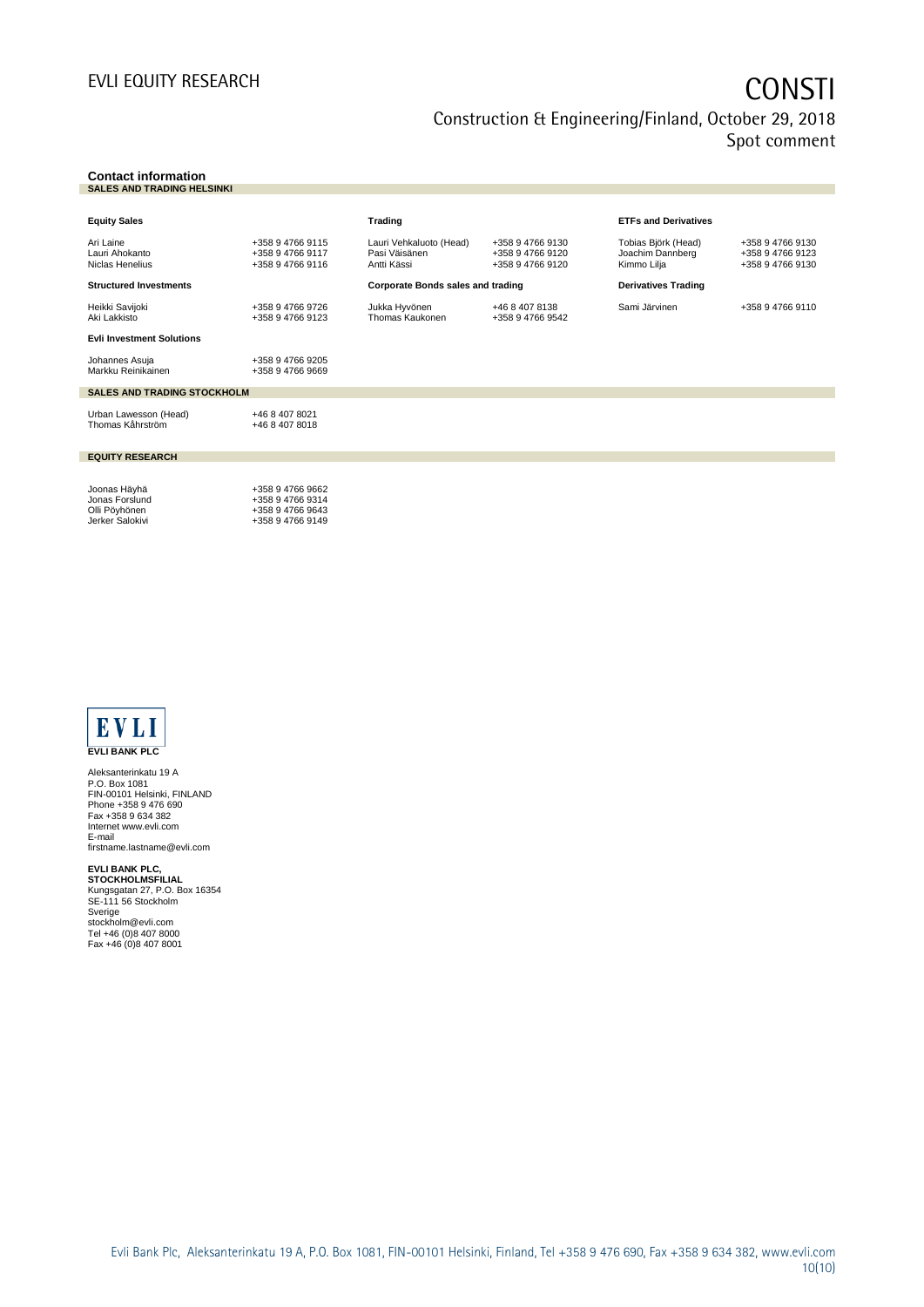# Contact information

## SALES AND TRADING HELSINKI

| | | | | | |
|---|---|---|---|---|---|
| **Equity Sales** | | **Trading** | | **ETFs and Derivatives** | |
| Ari Laine | +358 9 4766 9115 | Lauri Vehkaluoto (Head) | +358 9 4766 9130 | Tobias Björk (Head) | +358 9 4766 9130 |
| Lauri Ahokanto | +358 9 4766 9117 | Pasi Väisänen | +358 9 4766 9120 | Joachim Dannberg | +358 9 4766 9123 |
| Niclas Henelius | +358 9 4766 9116 | Antti Kässi | +358 9 4766 9120 | Kimmo Lilja | +358 9 4766 9130 |
| **Structured Investments** | | **Corporate Bonds sales and trading** | | **Derivatives Trading** | |
| Heikki Savijoki | +358 9 4766 9726 | Jukka Hyvönen | +46 8 407 8138 | Sami Järvinen | +358 9 4766 9110 |
| Aki Lakkisto | +358 9 4766 9123 | Thomas Kaukonen | +358 9 4766 9542 | | |
| **Evli Investment Solutions** | | | | | |
| Johannes Asuja | +358 9 4766 9205 | | | | |
| Markku Reinikainen | +358 9 4766 9669 | | | | |

## SALES AND TRADING STOCKHOLM

| | |
|---|---|
| Urban Lawesson (Head) | +46 8 407 8021 |
| Thomas Kåhrström | +46 8 407 8018 |

## EQUITY RESEARCH

| | |
|---|---|
| Joonas Häyhä | +358 9 4766 9662 |
| Jonas Forslund | +358 9 4766 9314 |
| Olli Pöyhönen | +358 9 4766 9643 |
| Jerker Salokivi | +358 9 4766 9149 |

**EVLI BANK PLC**

Aleksanterinkatu 19 A
P.O. Box 1081
FIN-00101 Helsinki, FINLAND
Phone +358 9 476 690
Fax +358 9 634 382
Internet www.evli.com
E-mail
firstname.lastname@evli.com

**EVLI BANK PLC,**
**STOCKHOLMSFILIAL**
Kungsgatan 27, P.O. Box 16354
SE-111 56 Stockholm
Sverige
stockholm@evli.com
Tel +46 (0)8 407 8000
Fax +46 (0)8 407 8001